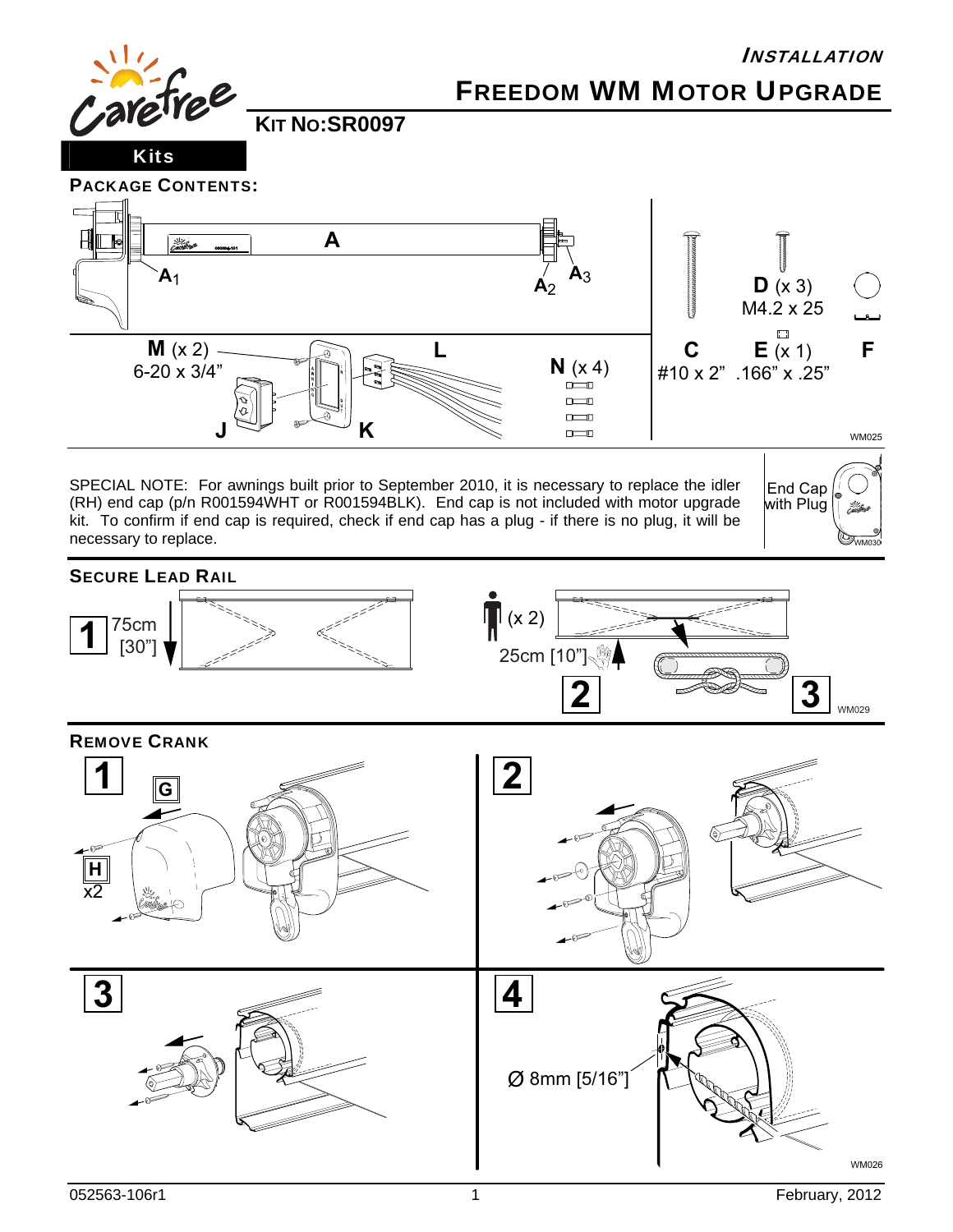*INSTALLATION*

# FREEDOM WM MOTOR UPGRADE

**KIT NO:SR0097**

**Kits**

## PACKAGE CONTENTS:

A

$A_1$ $A_2$ $A_3$

**D** (x 3) M4.2 x 25

**M** (x 2) 6-20 x 3/4"

**L**

**N** (x 4)

**J** **K**

**C** #10 x 2"

**E** (x 1) .166" x .25"

**F**

WM025

SPECIAL NOTE: For awnings built prior to September 2010, it is necessary to replace the idler (RH) end cap (p/n R001594WHT or R001594BLK). End cap is not included with motor upgrade kit. To confirm if end cap is required, check if end cap has a plug - if there is no plug, it will be necessary to replace.

End Cap with Plug

WM030

## SECURE LEAD RAIL

**1** 75cm [30"]

**2** (x 2) 25cm [10"]

**3**

WM029

## REMOVE CRANK

**1** G H x2

**2**

**3**

**4** Ø 8mm [5/16"]

WM026

052563-106r1

February, 2012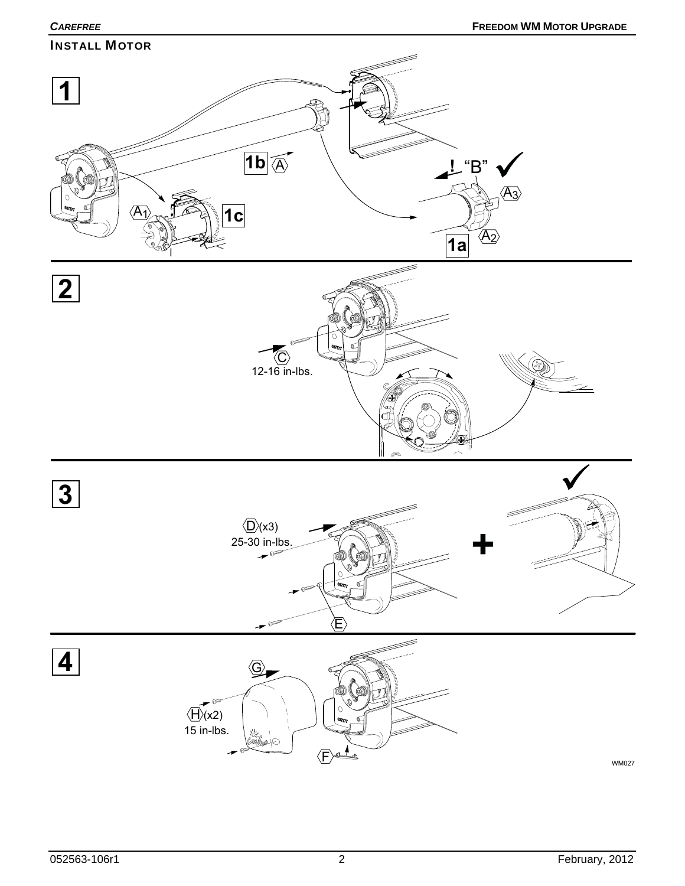## INSTALL MOTOR

**1**

**1b** A

A1

**1c**

**!** "B" ✓

A3

A2

**1a**

**2**

C
12-16 in-lbs.

**3**

D(x3)
25-30 in-lbs.

E

✓

**4**

G

H(x2)
15 in-lbs.

F

WM027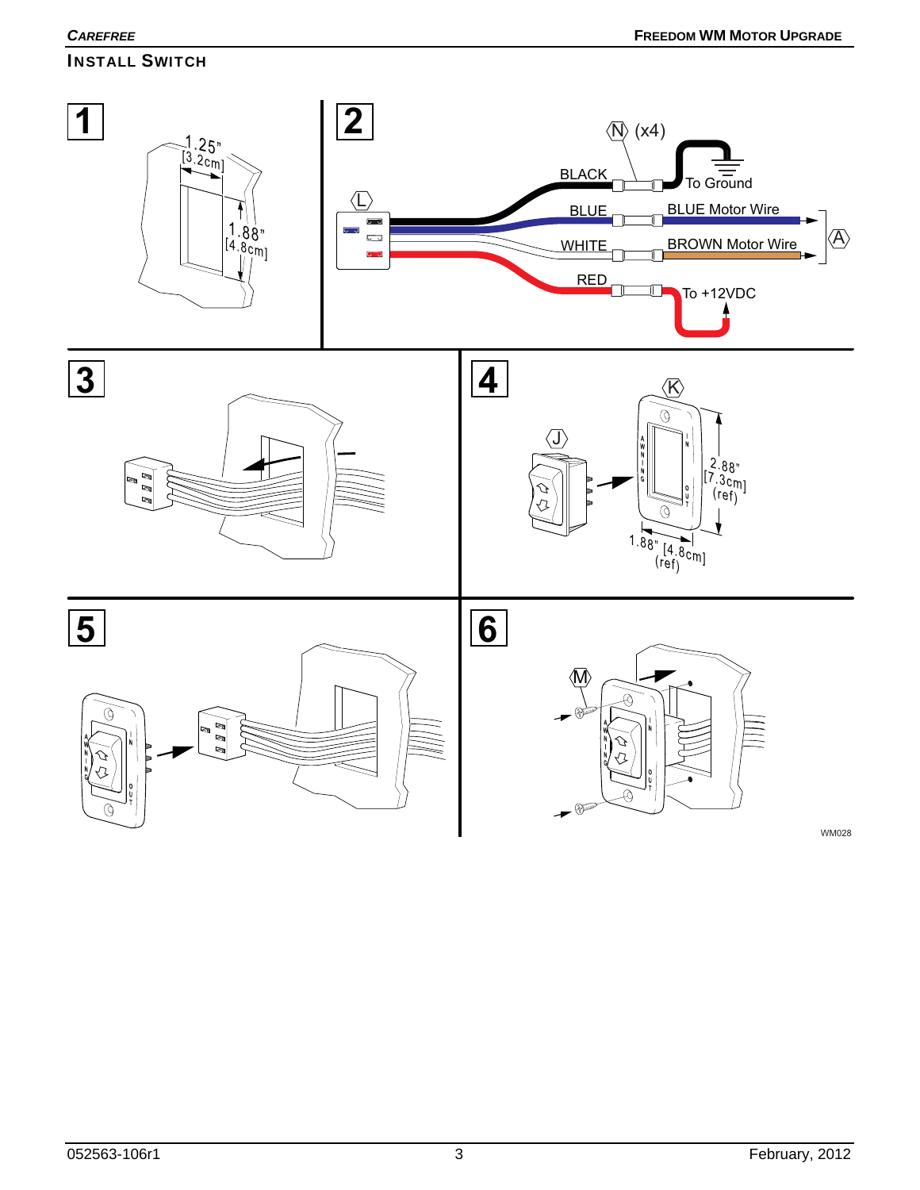## Install Switch

**1**

1.25" [3.2cm]

1.88" [4.8cm]

**2**

(N) (x4)

(L)

BLACK — To Ground

BLUE — BLUE Motor Wire

WHITE — BROWN Motor Wire

(A)

RED — To +12VDC

**3**

**4**

(K)

(J)

2.88" [7.3cm] (ref)

1.88" [4.8cm] (ref)

**5**

**6**

(M)

WM028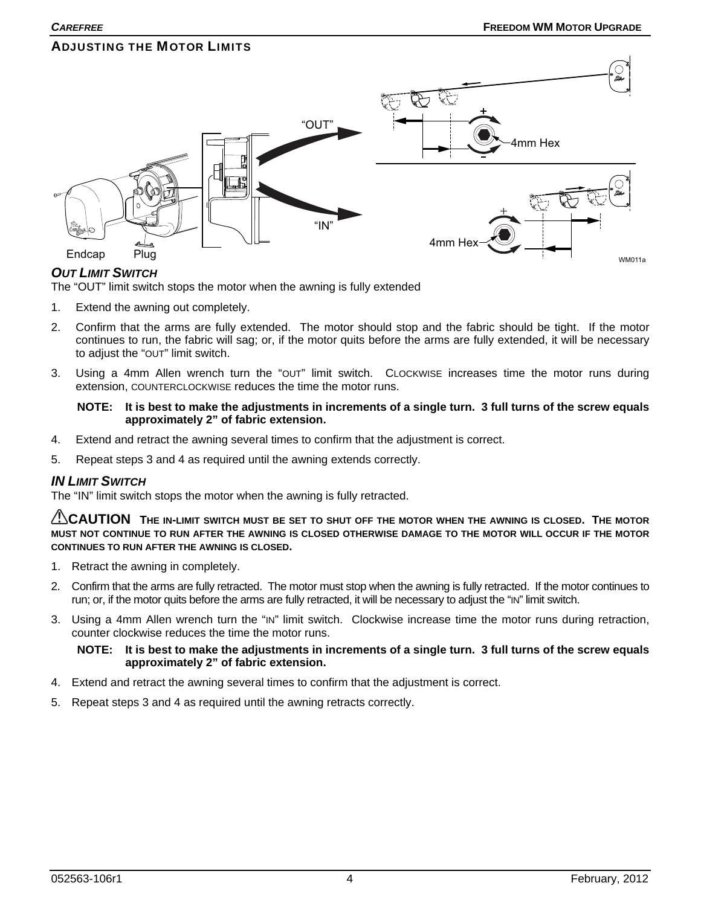## ADJUSTING THE MOTOR LIMITS

"OUT"

4mm Hex

"IN"

4mm Hex

Endcap

Plug

WM011a

### *OUT LIMIT SWITCH*

The "OUT" limit switch stops the motor when the awning is fully extended

1. Extend the awning out completely.
2. Confirm that the arms are fully extended. The motor should stop and the fabric should be tight. If the motor continues to run, the fabric will sag; or, if the motor quits before the arms are fully extended, it will be necessary to adjust the "OUT" limit switch.
3. Using a 4mm Allen wrench turn the "OUT" limit switch. CLOCKWISE increases time the motor runs during extension, COUNTERCLOCKWISE reduces the time the motor runs.

   **NOTE: It is best to make the adjustments in increments of a single turn. 3 full turns of the screw equals approximately 2" of fabric extension.**

4. Extend and retract the awning several times to confirm that the adjustment is correct.
5. Repeat steps 3 and 4 as required until the awning extends correctly.

### *IN LIMIT SWITCH*

The "IN" limit switch stops the motor when the awning is fully retracted.

⚠**CAUTION THE IN-LIMIT SWITCH MUST BE SET TO SHUT OFF THE MOTOR WHEN THE AWNING IS CLOSED. THE MOTOR MUST NOT CONTINUE TO RUN AFTER THE AWNING IS CLOSED OTHERWISE DAMAGE TO THE MOTOR WILL OCCUR IF THE MOTOR CONTINUES TO RUN AFTER THE AWNING IS CLOSED.**

1. Retract the awning in completely.
2. Confirm that the arms are fully retracted. The motor must stop when the awning is fully retracted. If the motor continues to run; or, if the motor quits before the arms are fully retracted, it will be necessary to adjust the "IN" limit switch.
3. Using a 4mm Allen wrench turn the "IN" limit switch. Clockwise increase time the motor runs during retraction, counter clockwise reduces the time the motor runs.

   **NOTE: It is best to make the adjustments in increments of a single turn. 3 full turns of the screw equals approximately 2" of fabric extension.**

4. Extend and retract the awning several times to confirm that the adjustment is correct.
5. Repeat steps 3 and 4 as required until the awning retracts correctly.